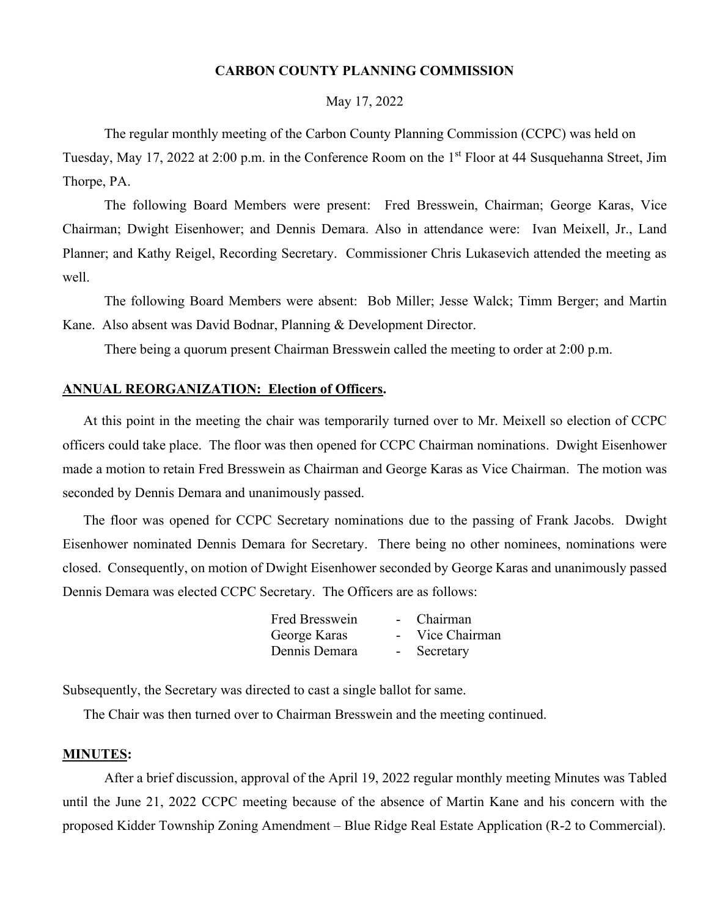**CARBON COUNTY PLANNING COMMISSION**

May 17, 2022

The regular monthly meeting of the Carbon County Planning Commission (CCPC) was held on Tuesday, May 17, 2022 at 2:00 p.m. in the Conference Room on the 1st Floor at 44 Susquehanna Street, Jim Thorpe, PA.

The following Board Members were present: Fred Bresswein, Chairman; George Karas, Vice Chairman; Dwight Eisenhower; and Dennis Demara. Also in attendance were: Ivan Meixell, Jr., Land Planner; and Kathy Reigel, Recording Secretary. Commissioner Chris Lukasevich attended the meeting as well.

The following Board Members were absent: Bob Miller; Jesse Walck; Timm Berger; and Martin Kane. Also absent was David Bodnar, Planning & Development Director.

There being a quorum present Chairman Bresswein called the meeting to order at 2:00 p.m.

**ANNUAL REORGANIZATION: Election of Officers.**

At this point in the meeting the chair was temporarily turned over to Mr. Meixell so election of CCPC officers could take place. The floor was then opened for CCPC Chairman nominations. Dwight Eisenhower made a motion to retain Fred Bresswein as Chairman and George Karas as Vice Chairman. The motion was seconded by Dennis Demara and unanimously passed.

The floor was opened for CCPC Secretary nominations due to the passing of Frank Jacobs. Dwight Eisenhower nominated Dennis Demara for Secretary. There being no other nominees, nominations were closed. Consequently, on motion of Dwight Eisenhower seconded by George Karas and unanimously passed Dennis Demara was elected CCPC Secretary. The Officers are as follows:

Fred Bresswein - Chairman
George Karas - Vice Chairman
Dennis Demara - Secretary

Subsequently, the Secretary was directed to cast a single ballot for same.

The Chair was then turned over to Chairman Bresswein and the meeting continued.

**MINUTES:**

After a brief discussion, approval of the April 19, 2022 regular monthly meeting Minutes was Tabled until the June 21, 2022 CCPC meeting because of the absence of Martin Kane and his concern with the proposed Kidder Township Zoning Amendment – Blue Ridge Real Estate Application (R-2 to Commercial).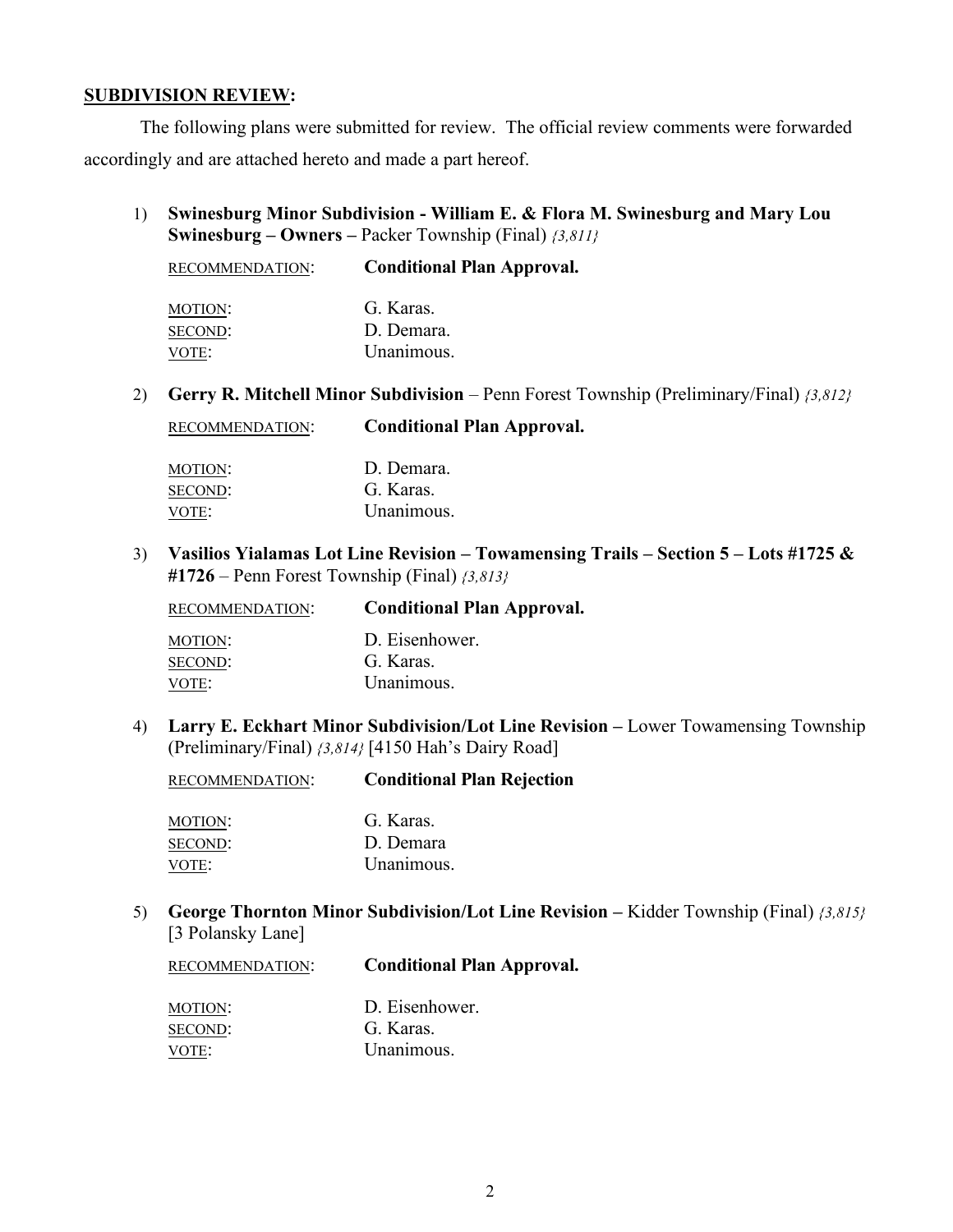**SUBDIVISION REVIEW:**

The following plans were submitted for review. The official review comments were forwarded accordingly and are attached hereto and made a part hereof.

1) **Swinesburg Minor Subdivision - William E. & Flora M. Swinesburg and Mary Lou Swinesburg – Owners –** Packer Township (Final) *{3,811}*

RECOMMENDATION: **Conditional Plan Approval.**

MOTION: G. Karas.
SECOND: D. Demara.
VOTE: Unanimous.

2) **Gerry R. Mitchell Minor Subdivision** – Penn Forest Township (Preliminary/Final) *{3,812}*

RECOMMENDATION: **Conditional Plan Approval.**

MOTION: D. Demara.
SECOND: G. Karas.
VOTE: Unanimous.

3) **Vasilios Yialamas Lot Line Revision – Towamensing Trails – Section 5 – Lots #1725 & #1726** – Penn Forest Township (Final) *{3,813}*

RECOMMENDATION: **Conditional Plan Approval.**

MOTION: D. Eisenhower.
SECOND: G. Karas.
VOTE: Unanimous.

4) **Larry E. Eckhart Minor Subdivision/Lot Line Revision –** Lower Towamensing Township (Preliminary/Final) *{3,814}* [4150 Hah's Dairy Road]

RECOMMENDATION: **Conditional Plan Rejection**

MOTION: G. Karas.
SECOND: D. Demara
VOTE: Unanimous.

5) **George Thornton Minor Subdivision/Lot Line Revision –** Kidder Township (Final) *{3,815}* [3 Polansky Lane]

RECOMMENDATION: **Conditional Plan Approval.**

MOTION: D. Eisenhower.
SECOND: G. Karas.
VOTE: Unanimous.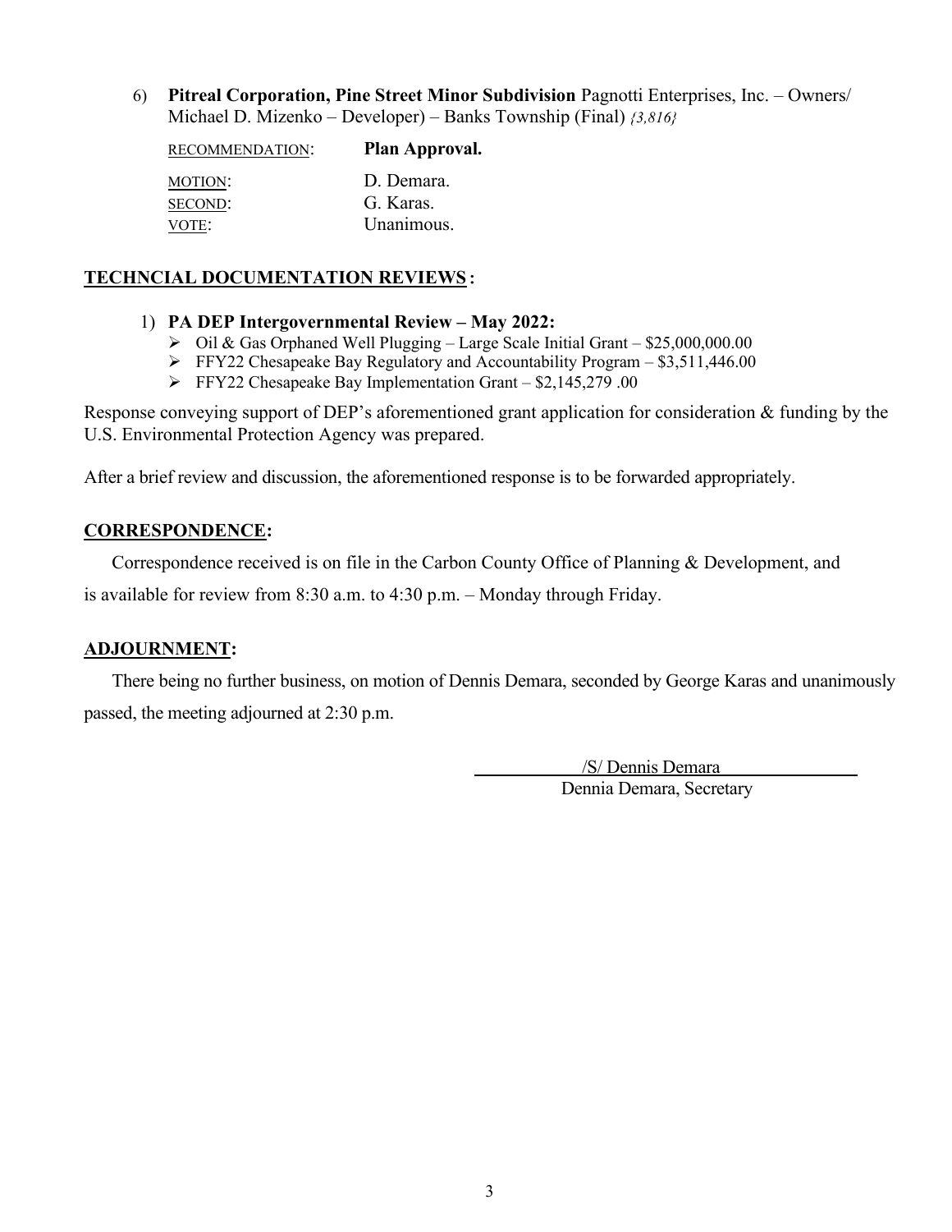6) **Pitreal Corporation, Pine Street Minor Subdivision** Pagnotti Enterprises, Inc. – Owners/ Michael D. Mizenko – Developer) – Banks Township (Final) *{3,816}*

| | |
|---|---|
| RECOMMENDATION: | **Plan Approval.** |
| MOTION: | D. Demara. |
| SECOND: | G. Karas. |
| VOTE: | Unanimous. |

## TECHNCIAL DOCUMENTATION REVIEWS:

1) **PA DEP Intergovernmental Review – May 2022:**
   - Oil & Gas Orphaned Well Plugging – Large Scale Initial Grant – $25,000,000.00
   - FFY22 Chesapeake Bay Regulatory and Accountability Program – $3,511,446.00
   - FFY22 Chesapeake Bay Implementation Grant – $2,145,279 .00

Response conveying support of DEP's aforementioned grant application for consideration & funding by the U.S. Environmental Protection Agency was prepared.

After a brief review and discussion, the aforementioned response is to be forwarded appropriately.

## CORRESPONDENCE:

Correspondence received is on file in the Carbon County Office of Planning & Development, and is available for review from 8:30 a.m. to 4:30 p.m. – Monday through Friday.

## ADJOURNMENT:

There being no further business, on motion of Dennis Demara, seconded by George Karas and unanimously passed, the meeting adjourned at 2:30 p.m.

/S/ Dennis Demara
Dennia Demara, Secretary